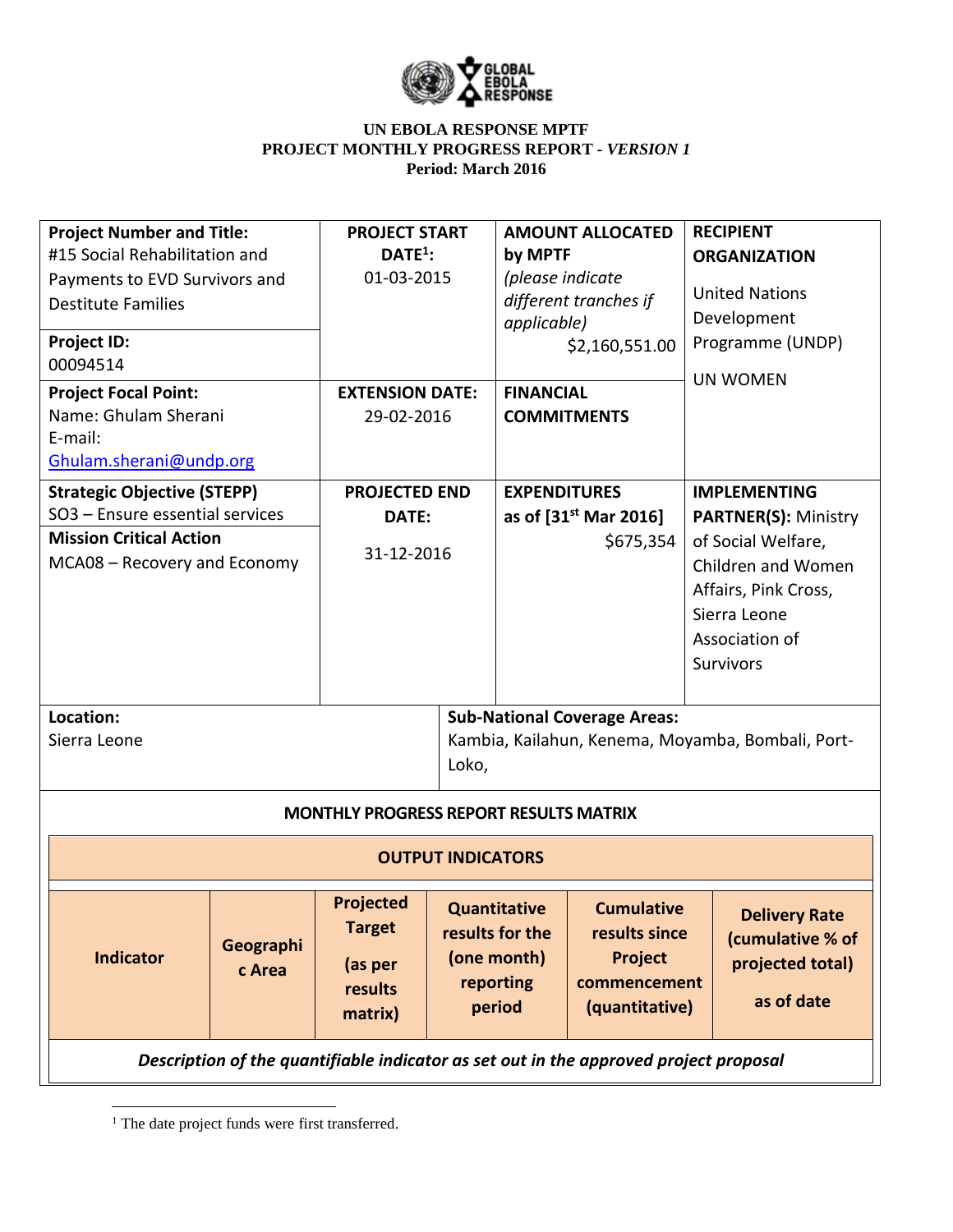**UN EBOLA RESPONSE MPTF**
**PROJECT MONTHLY PROGRESS REPORT -** ***VERSION 1***
**Period: March 2016**

| **Project Number and Title:** #15 Social Rehabilitation and Payments to EVD Survivors and Destitute Families<br>**Project ID:** 00094514 | **PROJECT START DATE[1]:** 01-03-2015 | **AMOUNT ALLOCATED by MPTF** *(please indicate different tranches if applicable)* $2,160,551.00 | **RECIPIENT ORGANIZATION** United Nations Development Programme (UNDP)<br>UN WOMEN |
|---|---|---|---|
| **Project Focal Point:** Name: Ghulam Sherani E-mail: Ghulam.sherani@undp.org | **EXTENSION DATE:** 29-02-2016 | **FINANCIAL COMMITMENTS** | |
| **Strategic Objective (STEPP)** SO3 – Ensure essential services<br>**Mission Critical Action** MCA08 – Recovery and Economy | **PROJECTED END DATE:** 31-12-2016 | **EXPENDITURES** as of [31st Mar 2016] $675,354 | **IMPLEMENTING PARTNER(S):** Ministry of Social Welfare, Children and Women Affairs, Pink Cross, Sierra Leone Association of Survivors |
| **Location:** Sierra Leone | **Sub-National Coverage Areas:** Kambia, Kailahun, Kenema, Moyamba, Bombali, Port-Loko, | | |

**MONTHLY PROGRESS REPORT RESULTS MATRIX**

| **OUTPUT INDICATORS** | | | | | |
|---|---|---|---|---|---|
| **Indicator** | **Geographic Area** | **Projected Target (as per results matrix)** | **Quantitative results for the (one month) reporting period** | **Cumulative results since Project commencement (quantitative)** | **Delivery Rate (cumulative % of projected total) as of date** |
| ***Description of the quantifiable indicator as set out in the approved project proposal*** | | | | | |

[1] The date project funds were first transferred.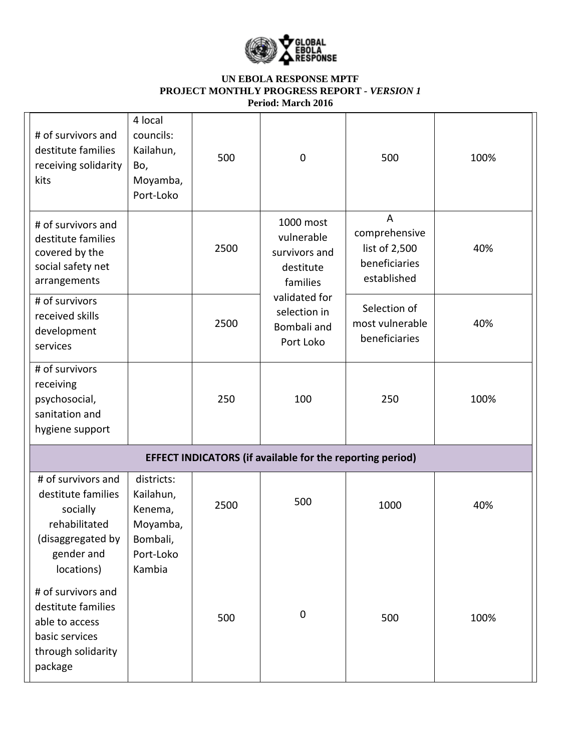**UN EBOLA RESPONSE MPTF**
**PROJECT MONTHLY PROGRESS REPORT -** ***VERSION 1***
**Period: March 2016**

| | | | | | |
|---|---|---|---|---|---|
| # of survivors and destitute families receiving solidarity kits | 4 local councils: Kailahun, Bo, Moyamba, Port-Loko | 500 | 0 | 500 | 100% |
| # of survivors and destitute families covered by the social safety net arrangements | | 2500 | 1000 most vulnerable survivors and destitute families validated for selection in Bombali and Port Loko | A comprehensive list of 2,500 beneficiaries established | 40% |
| # of survivors received skills development services | | 2500 | | Selection of most vulnerable beneficiaries | 40% |
| # of survivors receiving psychosocial, sanitation and hygiene support | | 250 | 100 | 250 | 100% |
| **EFFECT INDICATORS (if available for the reporting period)** | | | | | |
| # of survivors and destitute families socially rehabilitated (disaggregated by gender and locations) | districts: Kailahun, Kenema, Moyamba, Bombali, Port-Loko Kambia | 2500 | 500 | 1000 | 40% |
| # of survivors and destitute families able to access basic services through solidarity package | | 500 | 0 | 500 | 100% |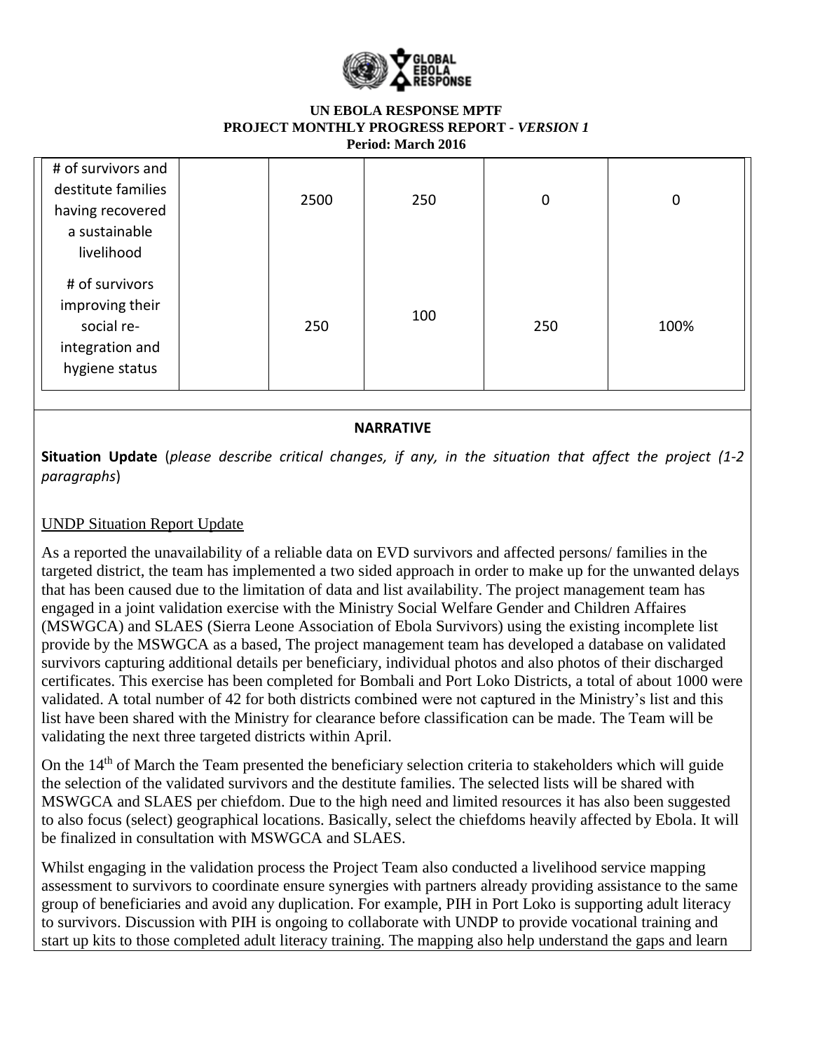| | | | | | |
|---|---|---|---|---|---|
| # of survivors and destitute families having recovered a sustainable livelihood | | 2500 | 250 | 0 | 0 |
| # of survivors improving their social re-integration and hygiene status | | 250 | 100 | 250 | 100% |

**NARRATIVE**

**Situation Update** (*please describe critical changes, if any, in the situation that affect the project (1-2 paragraphs*)

UNDP Situation Report Update

As a reported the unavailability of a reliable data on EVD survivors and affected persons/ families in the targeted district, the team has implemented a two sided approach in order to make up for the unwanted delays that has been caused due to the limitation of data and list availability. The project management team has engaged in a joint validation exercise with the Ministry Social Welfare Gender and Children Affaires (MSWGCA) and SLAES (Sierra Leone Association of Ebola Survivors) using the existing incomplete list provide by the MSWGCA as a based, The project management team has developed a database on validated survivors capturing additional details per beneficiary, individual photos and also photos of their discharged certificates. This exercise has been completed for Bombali and Port Loko Districts, a total of about 1000 were validated. A total number of 42 for both districts combined were not captured in the Ministry's list and this list have been shared with the Ministry for clearance before classification can be made. The Team will be validating the next three targeted districts within April.

On the 14th of March the Team presented the beneficiary selection criteria to stakeholders which will guide the selection of the validated survivors and the destitute families. The selected lists will be shared with MSWGCA and SLAES per chiefdom. Due to the high need and limited resources it has also been suggested to also focus (select) geographical locations. Basically, select the chiefdoms heavily affected by Ebola. It will be finalized in consultation with MSWGCA and SLAES.

Whilst engaging in the validation process the Project Team also conducted a livelihood service mapping assessment to survivors to coordinate ensure synergies with partners already providing assistance to the same group of beneficiaries and avoid any duplication. For example, PIH in Port Loko is supporting adult literacy to survivors. Discussion with PIH is ongoing to collaborate with UNDP to provide vocational training and start up kits to those completed adult literacy training. The mapping also help understand the gaps and learn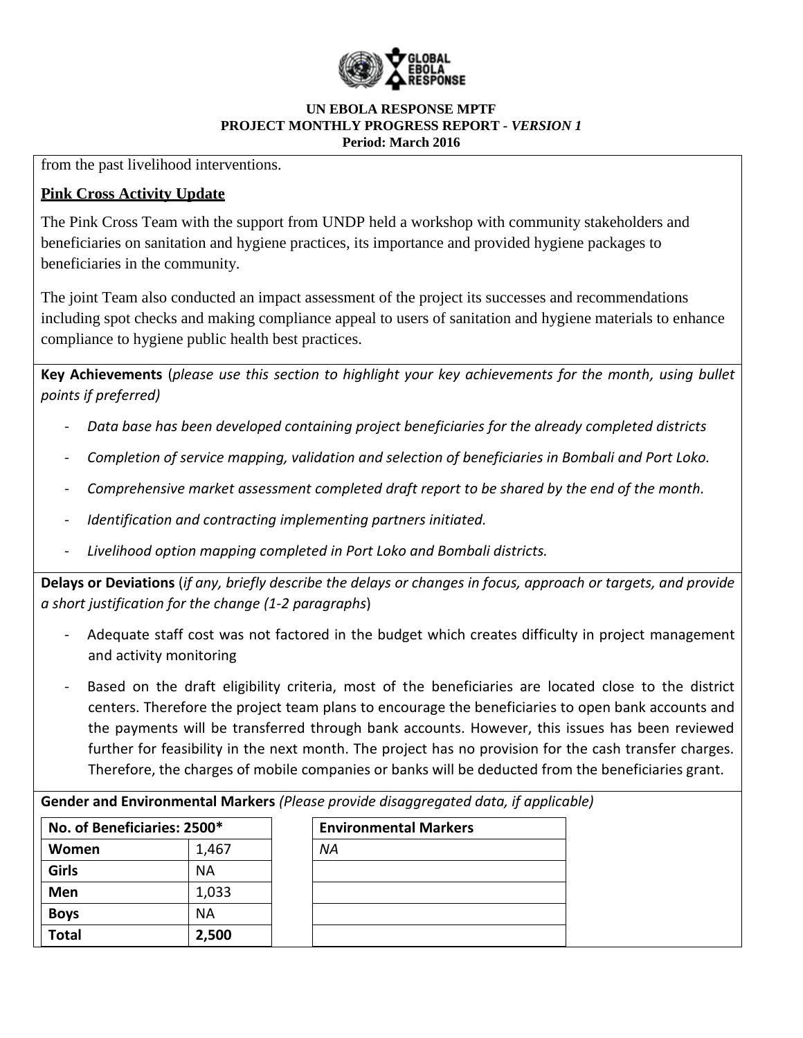from the past livelihood interventions.

**Pink Cross Activity Update**

The Pink Cross Team with the support from UNDP held a workshop with community stakeholders and beneficiaries on sanitation and hygiene practices, its importance and provided hygiene packages to beneficiaries in the community.

The joint Team also conducted an impact assessment of the project its successes and recommendations including spot checks and making compliance appeal to users of sanitation and hygiene materials to enhance compliance to hygiene public health best practices.

**Key Achievements** (*please use this section to highlight your key achievements for the month, using bullet points if preferred)*

- *Data base has been developed containing project beneficiaries for the already completed districts*
- *Completion of service mapping, validation and selection of beneficiaries in Bombali and Port Loko.*
- *Comprehensive market assessment completed draft report to be shared by the end of the month.*
- *Identification and contracting implementing partners initiated.*
- *Livelihood option mapping completed in Port Loko and Bombali districts.*

**Delays or Deviations** (*if any, briefly describe the delays or changes in focus, approach or targets, and provide a short justification for the change (1-2 paragraphs*)

- Adequate staff cost was not factored in the budget which creates difficulty in project management and activity monitoring
- Based on the draft eligibility criteria, most of the beneficiaries are located close to the district centers. Therefore the project team plans to encourage the beneficiaries to open bank accounts and the payments will be transferred through bank accounts. However, this issues has been reviewed further for feasibility in the next month. The project has no provision for the cash transfer charges. Therefore, the charges of mobile companies or banks will be deducted from the beneficiaries grant.

**Gender and Environmental Markers** *(Please provide disaggregated data, if applicable)*

| No. of Beneficiaries: 2500* | |
|---|---|
| **Women** | 1,467 |
| **Girls** | NA |
| **Men** | 1,033 |
| **Boys** | NA |
| **Total** | **2,500** |

| Environmental Markers |
|---|
| *NA* |
| |
| |
| |
| |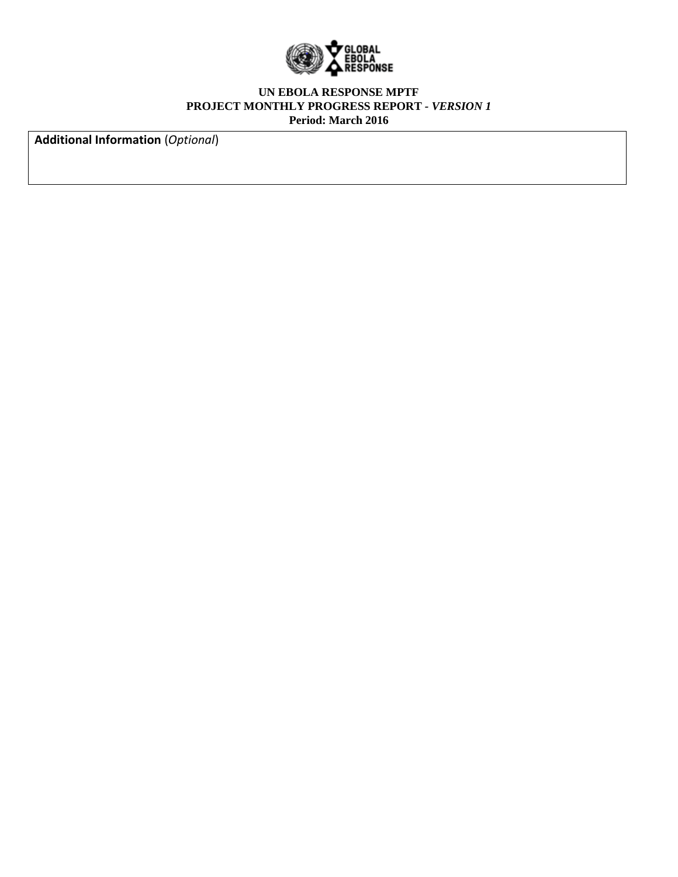**UN EBOLA RESPONSE MPTF**
**PROJECT MONTHLY PROGRESS REPORT -** ***VERSION 1***
**Period: March 2016**

| **Additional Information** (*Optional*) |
|---|
| |